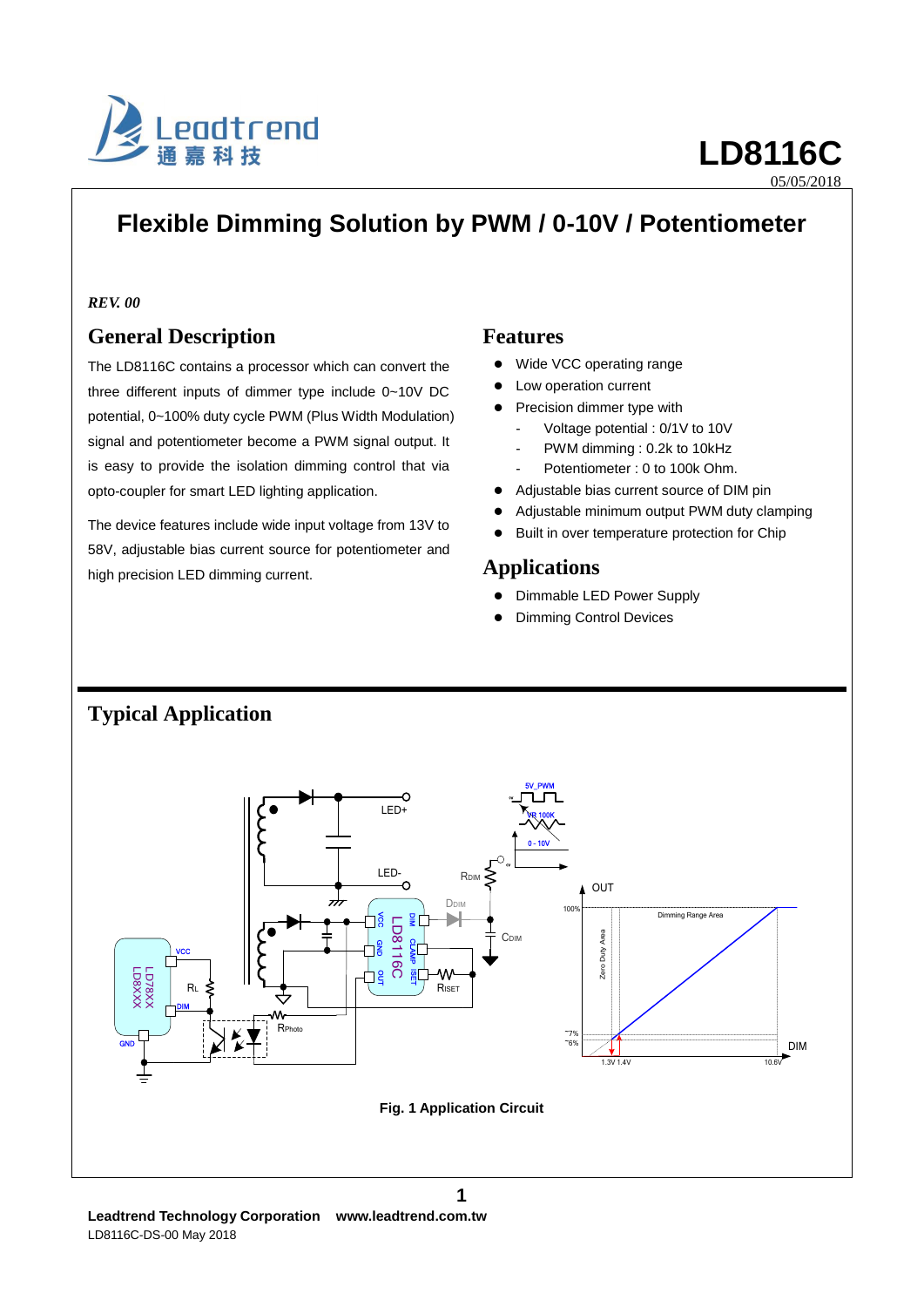# LD8116C

05/05/2018

## Flexible Dimming Solution by PWM / 0-10V / Potentiometer

*REV. 00*

## General Description

The LD8116C contains a processor which can convert the three different inputs of dimmer type include 0~10V DC potential, 0~100% duty cycle PWM (Plus Width Modulation) signal and potentiometer become a PWM signal output. It is easy to provide the isolation dimming control that via opto-coupler for smart LED lighting application.

The device features include wide input voltage from 13V to 58V, adjustable bias current source for potentiometer and high precision LED dimming current.

## Features

- Wide VCC operating range
- Low operation current
- Precision dimmer type with
  - Voltage potential : 0/1V to 10V
  - PWM dimming : 0.2k to 10kHz
  - Potentiometer : 0 to 100k Ohm.
- Adjustable bias current source of DIM pin
- Adjustable minimum output PWM duty clamping
- Built in over temperature protection for Chip

## Applications

- Dimmable LED Power Supply
- Dimming Control Devices

## Typical Application

**Fig. 1 Application Circuit**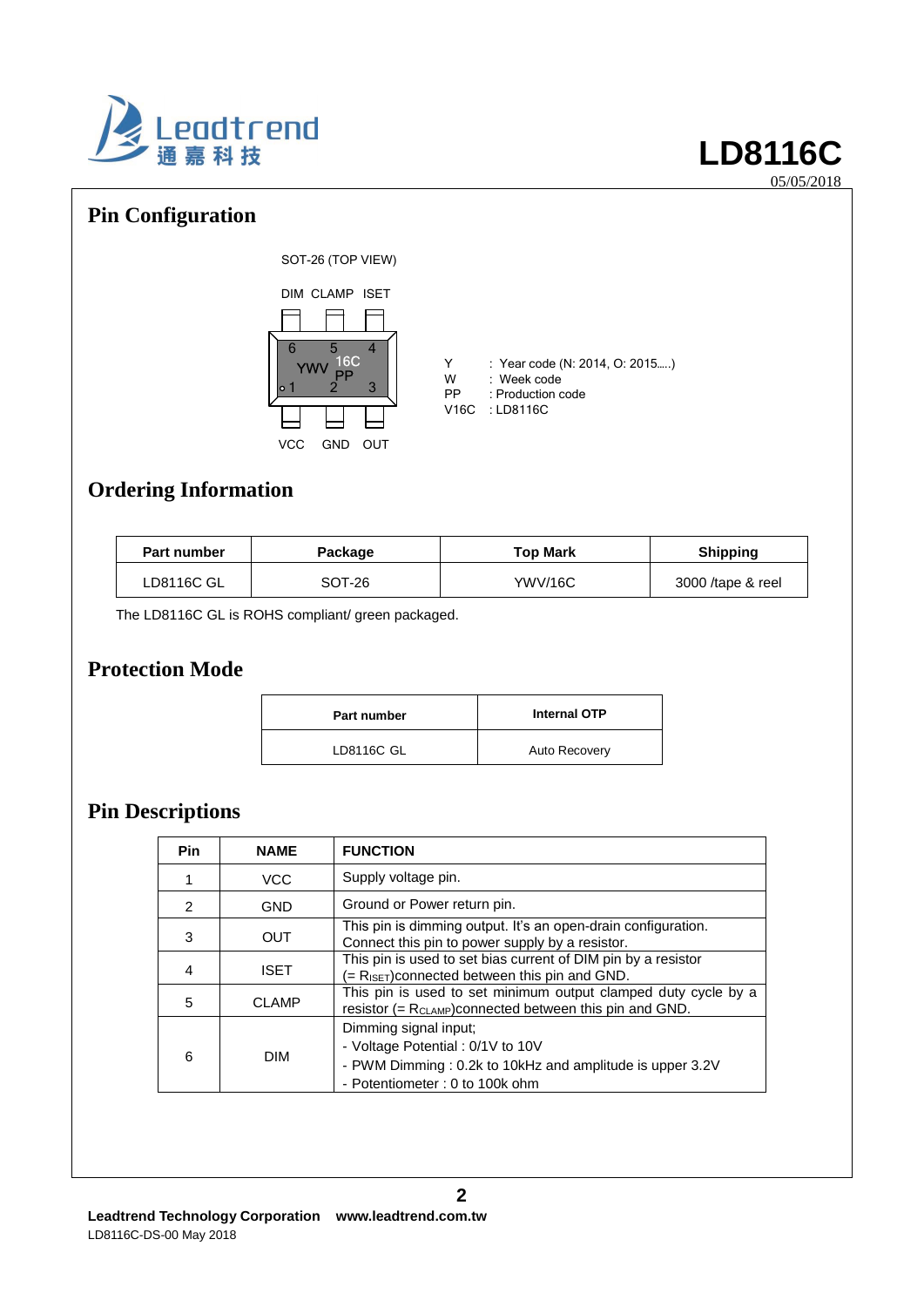## Pin Configuration

SOT-26 (TOP VIEW)

DIM CLAMP ISET

6 5 4

YWV 16C PP

1 2 3

VCC GND OUT

Y : Year code (N: 2014, O: 2015…..)
W : Week code
PP : Production code
V16C : LD8116C

## Ordering Information

| Part number | Package | Top Mark | Shipping |
|---|---|---|---|
| LD8116C GL | SOT-26 | YWV/16C | 3000 /tape & reel |

The LD8116C GL is ROHS compliant/ green packaged.

## Protection Mode

| Part number | Internal OTP |
|---|---|
| LD8116C GL | Auto Recovery |

## Pin Descriptions

| Pin | NAME | FUNCTION |
|---|---|---|
| 1 | VCC | Supply voltage pin. |
| 2 | GND | Ground or Power return pin. |
| 3 | OUT | This pin is dimming output. It's an open-drain configuration. Connect this pin to power supply by a resistor. |
| 4 | ISET | This pin is used to set bias current of DIM pin by a resistor (= $R_{ISET}$)connected between this pin and GND. |
| 5 | CLAMP | This pin is used to set minimum output clamped duty cycle by a resistor (= $R_{CLAMP}$)connected between this pin and GND. |
| 6 | DIM | Dimming signal input;<br>- Voltage Potential : 0/1V to 10V<br>- PWM Dimming : 0.2k to 10kHz and amplitude is upper 3.2V<br>- Potentiometer : 0 to 100k ohm |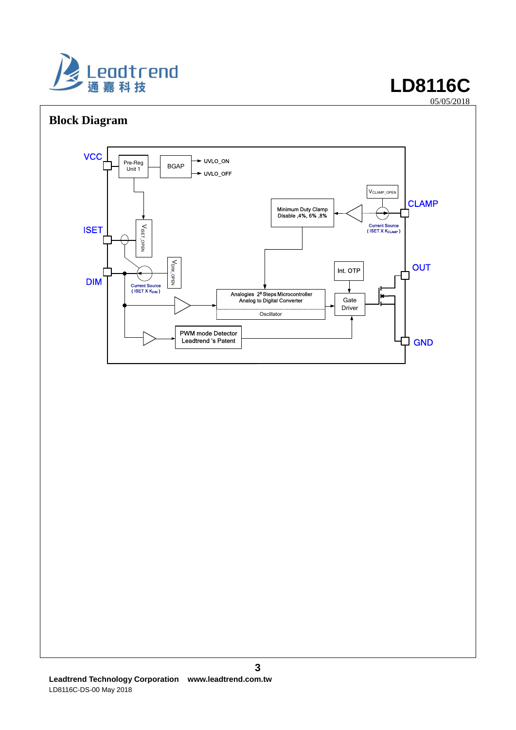## Block Diagram

VCC

Pre-Reg Unit 1

BGAP

UVLO_ON

UVLO_OFF

$V_{CLAMP\_OPEN}$

CLAMP

Minimum Duty Clamp Disable ,4%, 6% ,8%

ISET

$V_{ISET\_OPEN}$

Current Source ( ISET X $K_{CLAMP}$ )

$V_{DIM\_OPEN}$

OUT

Int. OTP

DIM

Current Source ( ISET X $K_{DIM}$ )

Analogies $2^8$ Steps Microcontroller Analog to Digital Converter

Oscillator

Gate Driver

PWM mode Detector Leadtrend 's Patent

GND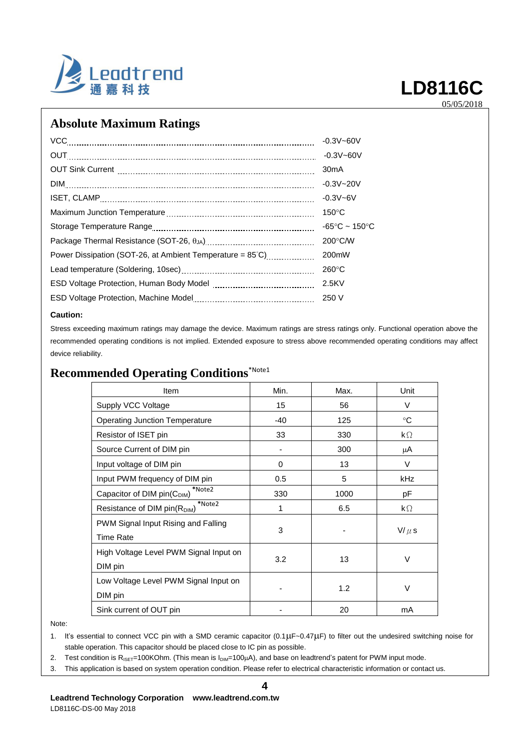## Absolute Maximum Ratings

| | |
|---|---|
| VCC | -0.3V~60V |
| OUT | -0.3V~60V |
| OUT Sink Current | 30mA |
| DIM | -0.3V~20V |
| ISET, CLAMP | -0.3V~6V |
| Maximum Junction Temperature | 150°C |
| Storage Temperature Range | -65°C ~ 150°C |
| Package Thermal Resistance (SOT-26, $\theta_{JA}$) | 200°C/W |
| Power Dissipation (SOT-26, at Ambient Temperature = 85°C) | 200mW |
| Lead temperature (Soldering, 10sec) | 260°C |
| ESD Voltage Protection, Human Body Model | 2.5KV |
| ESD Voltage Protection, Machine Model | 250 V |

**Caution:**

Stress exceeding maximum ratings may damage the device. Maximum ratings are stress ratings only. Functional operation above the recommended operating conditions is not implied. Extended exposure to stress above recommended operating conditions may affect device reliability.

## Recommended Operating Conditions *Note1

| Item | Min. | Max. | Unit |
|---|---|---|---|
| Supply VCC Voltage | 15 | 56 | V |
| Operating Junction Temperature | -40 | 125 | °C |
| Resistor of ISET pin | 33 | 330 | kΩ |
| Source Current of DIM pin | - | 300 | μA |
| Input voltage of DIM pin | 0 | 13 | V |
| Input PWM frequency of DIM pin | 0.5 | 5 | kHz |
| Capacitor of DIM pin($C_{DIM}$) *Note2 | 330 | 1000 | pF |
| Resistance of DIM pin($R_{DIM}$) *Note2 | 1 | 6.5 | kΩ |
| PWM Signal Input Rising and Falling Time Rate | 3 | - | V/μs |
| High Voltage Level PWM Signal Input on DIM pin | 3.2 | 13 | V |
| Low Voltage Level PWM Signal Input on DIM pin | - | 1.2 | V |
| Sink current of OUT pin | - | 20 | mA |

Note:

1. It's essential to connect VCC pin with a SMD ceramic capacitor (0.1μF~0.47μF) to filter out the undesired switching noise for stable operation. This capacitor should be placed close to IC pin as possible.
2. Test condition is $R_{ISET}$=100KOhm. (This mean is $I_{DIM}$=100μA), and base on leadtrend's patent for PWM input mode.
3. This application is based on system operation condition. Please refer to electrical characteristic information or contact us.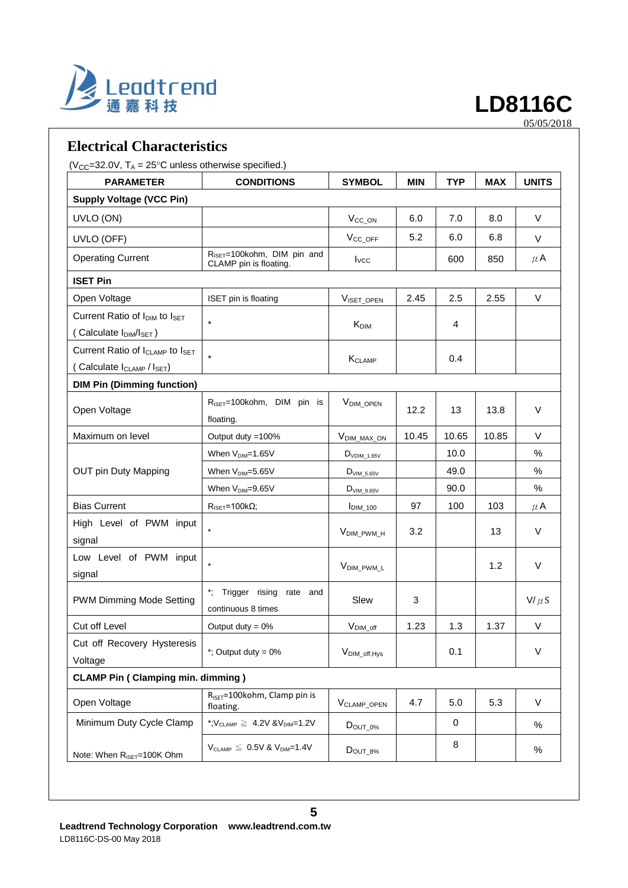## Electrical Characteristics

($V_{CC}$=32.0V, $T_A$ = 25°C unless otherwise specified.)

| PARAMETER | CONDITIONS | SYMBOL | MIN | TYP | MAX | UNITS |
|---|---|---|---|---|---|---|
| **Supply Voltage (VCC Pin)** | | | | | | |
| UVLO (ON) | | $V_{CC\_ON}$ | 6.0 | 7.0 | 8.0 | V |
| UVLO (OFF) | | $V_{CC\_OFF}$ | 5.2 | 6.0 | 6.8 | V |
| Operating Current | $R_{ISET}$=100kohm, DIM pin and CLAMP pin is floating. | $I_{VCC}$ | | 600 | 850 | μA |
| **ISET Pin** | | | | | | |
| Open Voltage | ISET pin is floating | $V_{ISET\_OPEN}$ | 2.45 | 2.5 | 2.55 | V |
| Current Ratio of $I_{DIM}$ to $I_{SET}$ ( Calculate $I_{DIM}/I_{SET}$ ) | * | $K_{DIM}$ | | 4 | | |
| Current Ratio of $I_{CLAMP}$ to $I_{SET}$ ( Calculate $I_{CLAMP}$ / $I_{SET}$) | * | $K_{CLAMP}$ | | 0.4 | | |
| **DIM Pin (Dimming function)** | | | | | | |
| Open Voltage | $R_{ISET}$=100kohm, DIM pin is floating. | $V_{DIM\_OPEN}$ | 12.2 | 13 | 13.8 | V |
| Maximum on level | Output duty =100% | $V_{DIM\_MAX\_ON}$ | 10.45 | 10.65 | 10.85 | V |
| OUT pin Duty Mapping | When $V_{DIM}$=1.65V | $D_{VDIM\_1.65V}$ | | 10.0 | | % |
| | When $V_{DIM}$=5.65V | $D_{VIM\_5.65V}$ | | 49.0 | | % |
| | When $V_{DIM}$=9.65V | $D_{VIM\_9.65V}$ | | 90.0 | | % |
| Bias Current | $R_{ISET}$=100kΩ; | $I_{DIM\_100}$ | 97 | 100 | 103 | μA |
| High Level of PWM input signal | * | $V_{DIM\_PWM\_H}$ | 3.2 | | 13 | V |
| Low Level of PWM input signal | * | $V_{DIM\_PWM\_L}$ | | | 1.2 | V |
| PWM Dimming Mode Setting | *; Trigger rising rate and continuous 8 times | Slew | 3 | | | V/μS |
| Cut off Level | Output duty = 0% | $V_{DIM\_off}$ | 1.23 | 1.3 | 1.37 | V |
| Cut off Recovery Hysteresis Voltage | *; Output duty = 0% | $V_{DIM\_off,Hys}$ | | 0.1 | | V |
| **CLAMP Pin ( Clamping min. dimming )** | | | | | | |
| Open Voltage | $R_{ISET}$=100kohm, Clamp pin is floating. | $V_{CLAMP\_OPEN}$ | 4.7 | 5.0 | 5.3 | V |
| Minimum Duty Cycle Clamp | *;$V_{CLAMP}$ ≧ 4.2V &$V_{DIM}$=1.2V | $D_{OUT\_0\%}$ | | 0 | | % |
| Note: When $R_{ISET}$=100K Ohm | $V_{CLAMP}$ ≦ 0.5V & $V_{DIM}$=1.4V | $D_{OUT\_8\%}$ | | 8 | | % |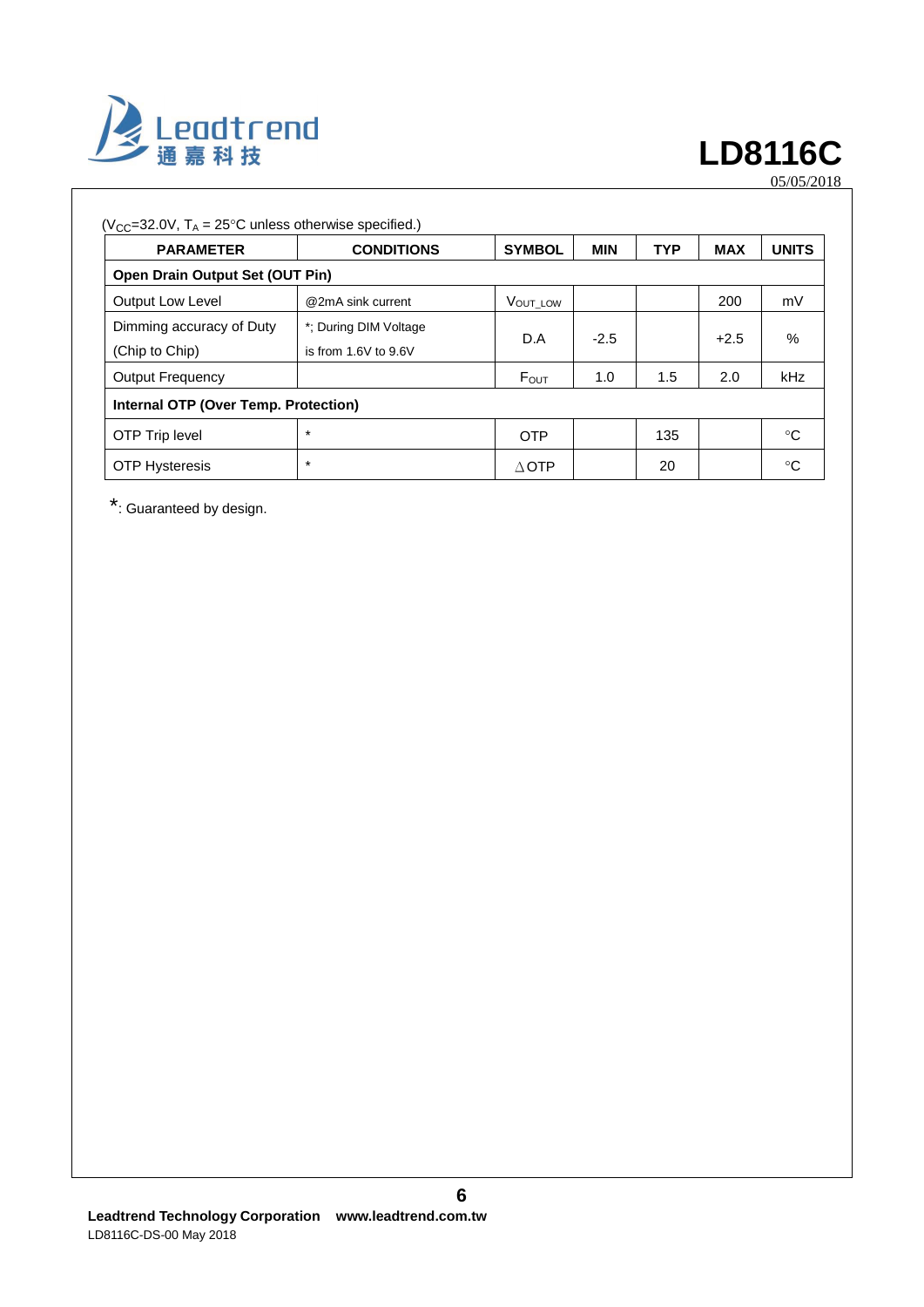($V_{CC}$=32.0V, $T_A$ = 25°C unless otherwise specified.)

| PARAMETER | CONDITIONS | SYMBOL | MIN | TYP | MAX | UNITS |
|---|---|---|---|---|---|---|
| **Open Drain Output Set (OUT Pin)** | | | | | | |
| Output Low Level | @2mA sink current | $V_{OUT\_LOW}$ | | | 200 | mV |
| Dimming accuracy of Duty (Chip to Chip) | *; During DIM Voltage is from 1.6V to 9.6V | D.A | -2.5 | | +2.5 | % |
| Output Frequency | | $F_{OUT}$ | 1.0 | 1.5 | 2.0 | kHz |
| **Internal OTP (Over Temp. Protection)** | | | | | | |
| OTP Trip level | * | OTP | | 135 | | °C |
| OTP Hysteresis | * | ∆OTP | | 20 | | °C |

*: Guaranteed by design.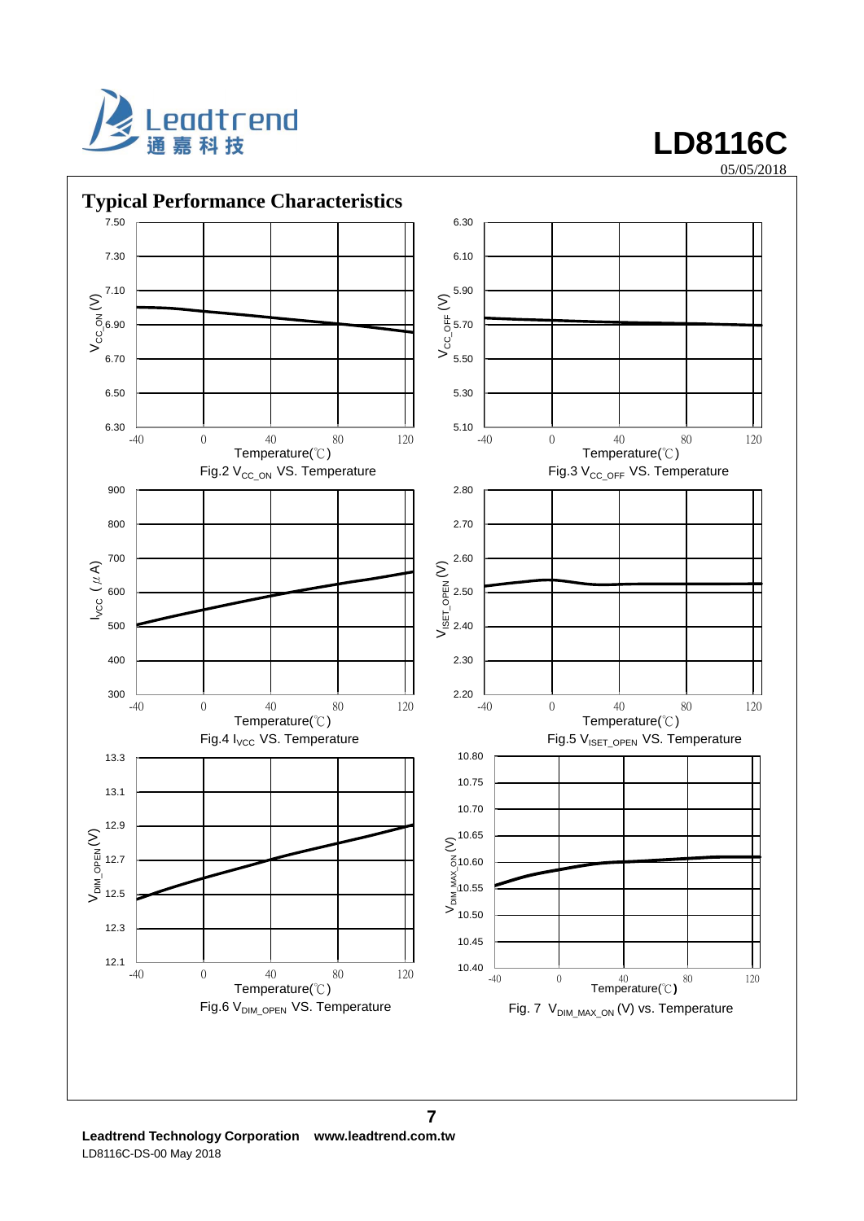## Typical Performance Characteristics

Fig.2 $V_{CC\_ON}$ VS. Temperature

Fig.3 $V_{CC\_OFF}$ VS. Temperature

Fig.4 $I_{VCC}$ VS. Temperature

Fig.5 $V_{ISET\_OPEN}$ VS. Temperature

Fig.6 $V_{DIM\_OPEN}$ VS. Temperature

Fig. 7 $V_{DIM\_MAX\_ON}$ (V) vs. Temperature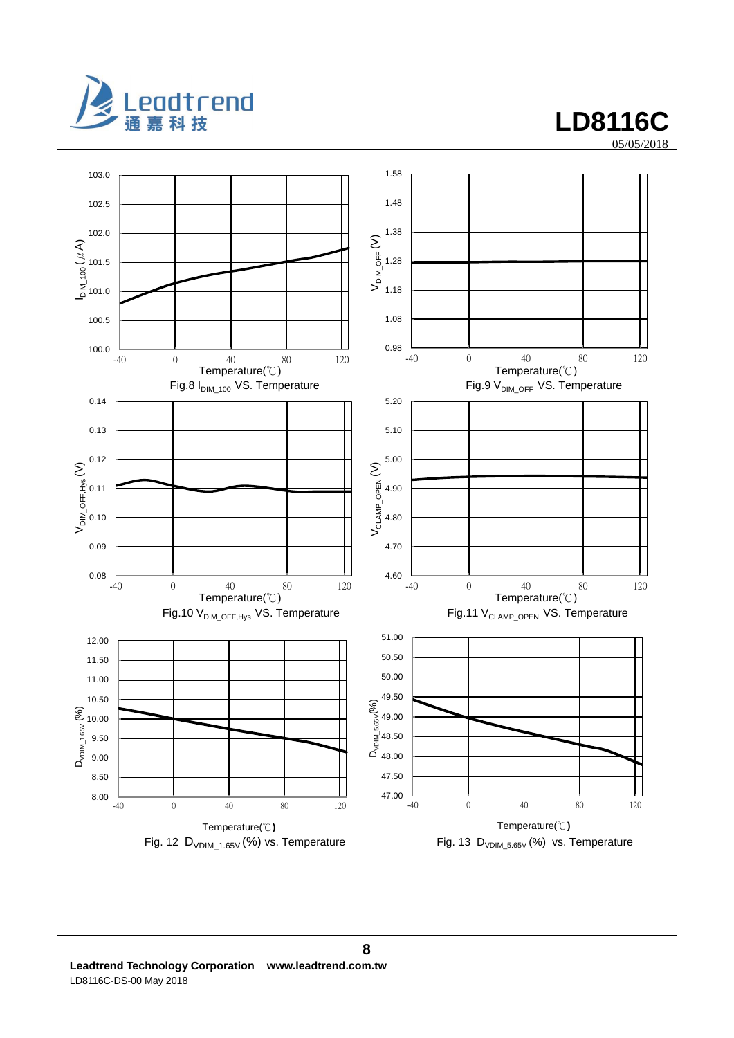Fig.8 $I_{DIM\_100}$ VS. Temperature

Fig.9 $V_{DIM\_OFF}$ VS. Temperature

Fig.10 $V_{DIM\_OFF,Hys}$ VS. Temperature

Fig.11 $V_{CLAMP\_OPEN}$ VS. Temperature

Fig. 12 $D_{VDIM\_1.65V}$ (%) vs. Temperature

Fig. 13 $D_{VDIM\_5.65V}$ (%) vs. Temperature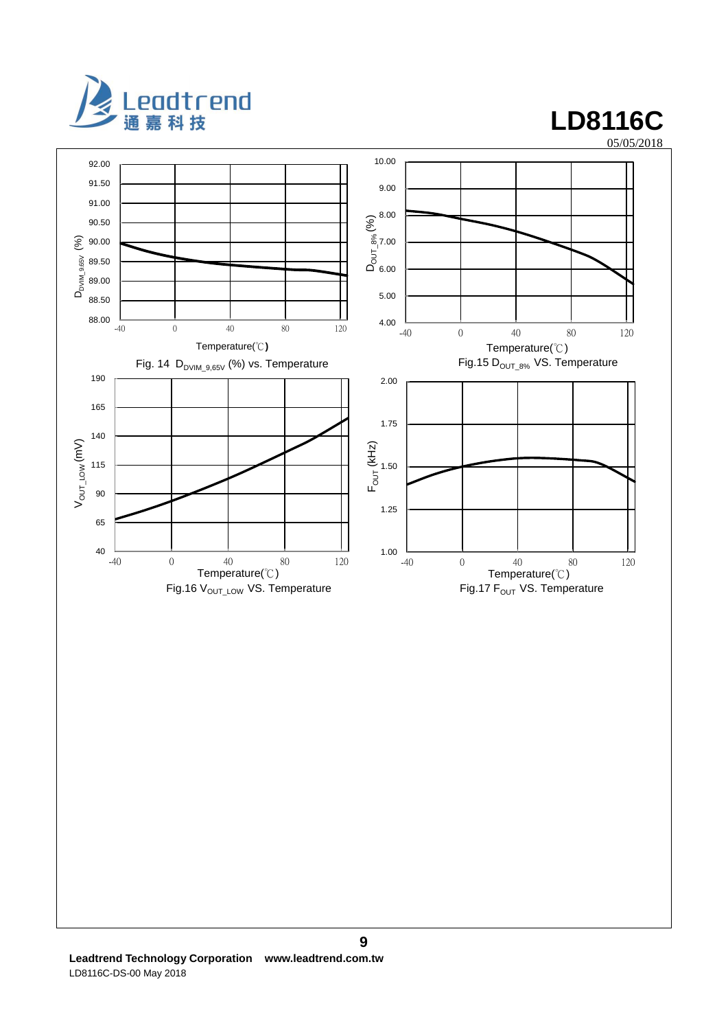Fig. 14 $D_{DVIM\_9,65V}$ (%) vs. Temperature

Fig.15 $D_{OUT\_8\%}$ VS. Temperature

Fig.16 $V_{OUT\_LOW}$ VS. Temperature

Fig.17 $F_{OUT}$ VS. Temperature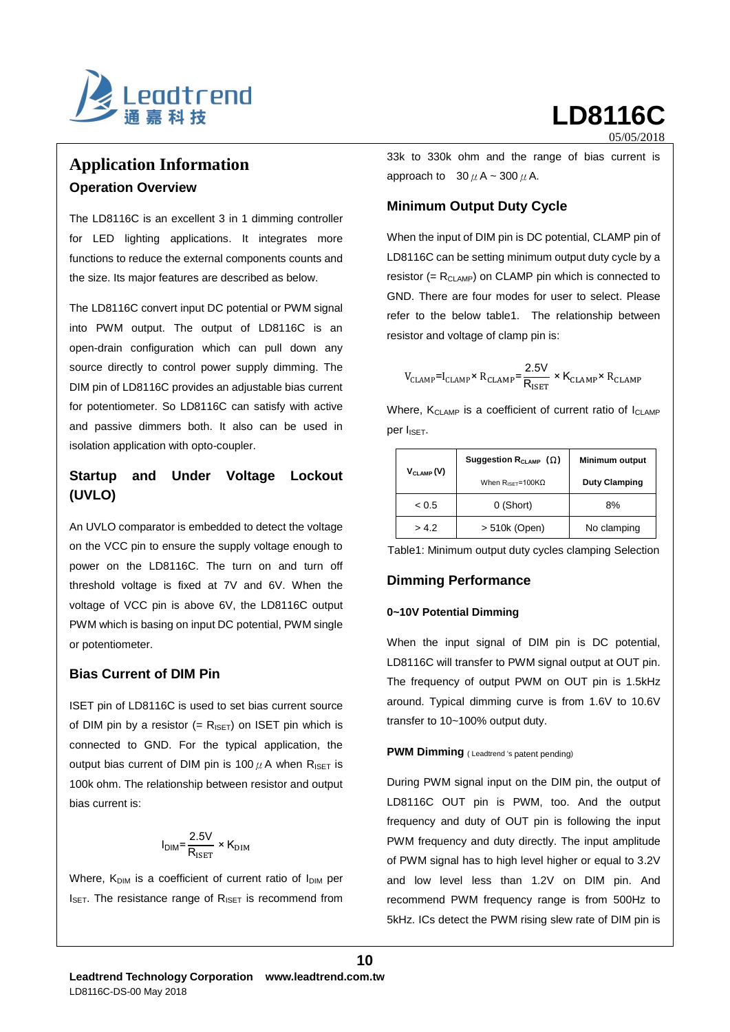# Application Information

## Operation Overview

The LD8116C is an excellent 3 in 1 dimming controller for LED lighting applications. It integrates more functions to reduce the external components counts and the size. Its major features are described as below.

The LD8116C convert input DC potential or PWM signal into PWM output. The output of LD8116C is an open-drain configuration which can pull down any source directly to control power supply dimming. The DIM pin of LD8116C provides an adjustable bias current for potentiometer. So LD8116C can satisfy with active and passive dimmers both. It also can be used in isolation application with opto-coupler.

## Startup and Under Voltage Lockout (UVLO)

An UVLO comparator is embedded to detect the voltage on the VCC pin to ensure the supply voltage enough to power on the LD8116C. The turn on and turn off threshold voltage is fixed at 7V and 6V. When the voltage of VCC pin is above 6V, the LD8116C output PWM which is basing on input DC potential, PWM single or potentiometer.

## Bias Current of DIM Pin

ISET pin of LD8116C is used to set bias current source of DIM pin by a resistor (= $R_{ISET}$) on ISET pin which is connected to GND. For the typical application, the output bias current of DIM pin is 100$\mu$A when $R_{ISET}$ is 100k ohm. The relationship between resistor and output bias current is:

$$I_{DIM}=\frac{2.5V}{R_{ISET}}\times K_{DIM}$$

Where, $K_{DIM}$ is a coefficient of current ratio of $I_{DIM}$ per $I_{SET}$. The resistance range of $R_{ISET}$ is recommend from 33k to 330k ohm and the range of bias current is approach to 30$\mu$A ~ 300$\mu$A.

## Minimum Output Duty Cycle

When the input of DIM pin is DC potential, CLAMP pin of LD8116C can be setting minimum output duty cycle by a resistor (= $R_{CLAMP}$) on CLAMP pin which is connected to GND. There are four modes for user to select. Please refer to the below table1. The relationship between resistor and voltage of clamp pin is:

$$V_{CLAMP}=I_{CLAMP}\times R_{CLAMP}=\frac{2.5V}{R_{ISET}}\times K_{CLAMP}\times R_{CLAMP}$$

Where, $K_{CLAMP}$ is a coefficient of current ratio of $I_{CLAMP}$ per $I_{SET}$.

| $V_{CLAMP}$ (V) | Suggestion $R_{CLAMP}$ (Ω) When $R_{ISET}$=100KΩ | Minimum output Duty Clamping |
|---|---|---|
| < 0.5 | 0 (Short) | 8% |
| > 4.2 | > 510k (Open) | No clamping |

Table1: Minimum output duty cycles clamping Selection

## Dimming Performance

### 0~10V Potential Dimming

When the input signal of DIM pin is DC potential, LD8116C will transfer to PWM signal output at OUT pin. The frequency of output PWM on OUT pin is 1.5kHz around. Typical dimming curve is from 1.6V to 10.6V transfer to 10~100% output duty.

### PWM Dimming (Leadtrend 's patent pending)

During PWM signal input on the DIM pin, the output of LD8116C OUT pin is PWM, too. And the output frequency and duty of OUT pin is following the input PWM frequency and duty directly. The input amplitude of PWM signal has to high level higher or equal to 3.2V and low level less than 1.2V on DIM pin. And recommend PWM frequency range is from 500Hz to 5kHz. ICs detect the PWM rising slew rate of DIM pin is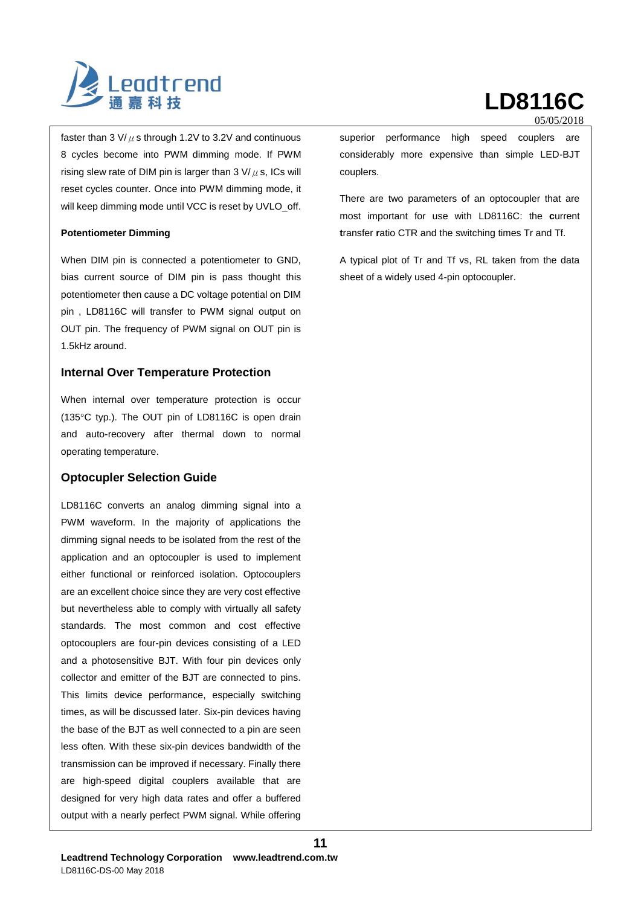faster than 3 V/μs through 1.2V to 3.2V and continuous 8 cycles become into PWM dimming mode. If PWM rising slew rate of DIM pin is larger than 3 V/μs, ICs will reset cycles counter. Once into PWM dimming mode, it will keep dimming mode until VCC is reset by UVLO_off.

**Potentiometer Dimming**

When DIM pin is connected a potentiometer to GND, bias current source of DIM pin is pass thought this potentiometer then cause a DC voltage potential on DIM pin , LD8116C will transfer to PWM signal output on OUT pin. The frequency of PWM signal on OUT pin is 1.5kHz around.

## Internal Over Temperature Protection

When internal over temperature protection is occur (135°C typ.). The OUT pin of LD8116C is open drain and auto-recovery after thermal down to normal operating temperature.

## Optocupler Selection Guide

LD8116C converts an analog dimming signal into a PWM waveform. In the majority of applications the dimming signal needs to be isolated from the rest of the application and an optocoupler is used to implement either functional or reinforced isolation. Optocouplers are an excellent choice since they are very cost effective but nevertheless able to comply with virtually all safety standards. The most common and cost effective optocouplers are four-pin devices consisting of a LED and a photosensitive BJT. With four pin devices only collector and emitter of the BJT are connected to pins. This limits device performance, especially switching times, as will be discussed later. Six-pin devices having the base of the BJT as well connected to a pin are seen less often. With these six-pin devices bandwidth of the transmission can be improved if necessary. Finally there are high-speed digital couplers available that are designed for very high data rates and offer a buffered output with a nearly perfect PWM signal. While offering superior performance high speed couplers are considerably more expensive than simple LED-BJT couplers.

There are two parameters of an optocoupler that are most important for use with LD8116C: the **c**urrent **t**ransfer **r**atio CTR and the switching times Tr and Tf.

A typical plot of Tr and Tf vs, RL taken from the data sheet of a widely used 4-pin optocoupler.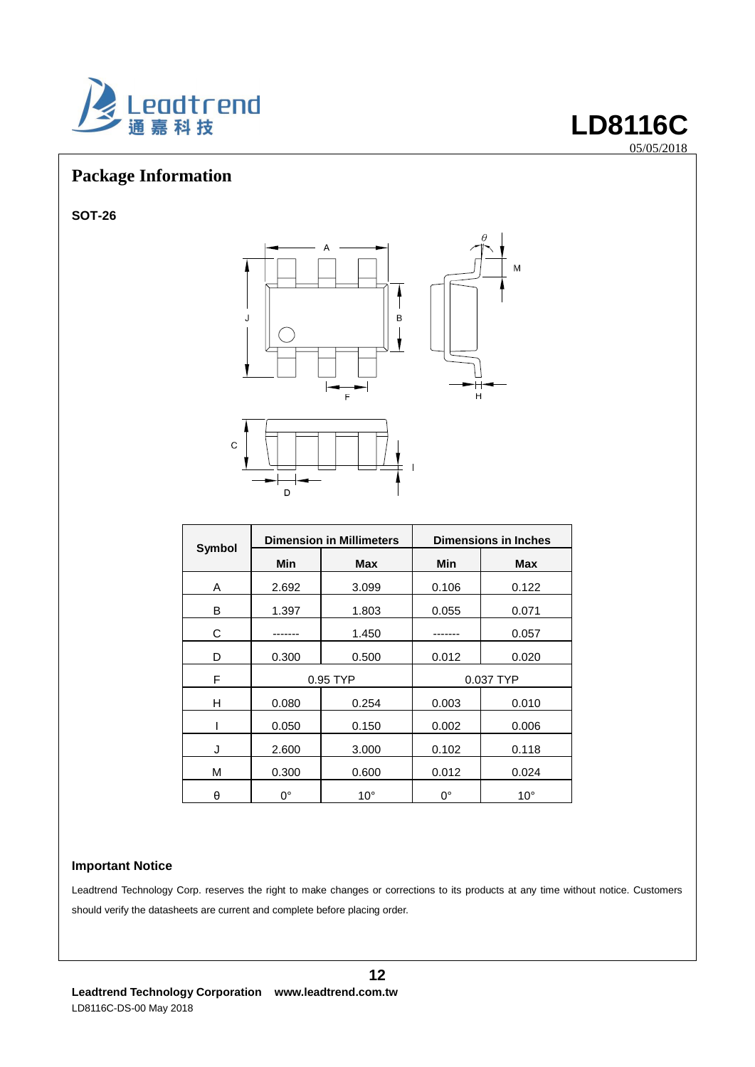## Package Information

**SOT-26**

| Symbol | Dimension in Millimeters | | Dimensions in Inches | |
|---|---|---|---|---|
| | Min | Max | Min | Max |
| A | 2.692 | 3.099 | 0.106 | 0.122 |
| B | 1.397 | 1.803 | 0.055 | 0.071 |
| C | ------- | 1.450 | ------- | 0.057 |
| D | 0.300 | 0.500 | 0.012 | 0.020 |
| F | 0.95 TYP | | 0.037 TYP | |
| H | 0.080 | 0.254 | 0.003 | 0.010 |
| I | 0.050 | 0.150 | 0.002 | 0.006 |
| J | 2.600 | 3.000 | 0.102 | 0.118 |
| M | 0.300 | 0.600 | 0.012 | 0.024 |
| θ | 0° | 10° | 0° | 10° |

**Important Notice**

Leadtrend Technology Corp. reserves the right to make changes or corrections to its products at any time without notice. Customers should verify the datasheets are current and complete before placing order.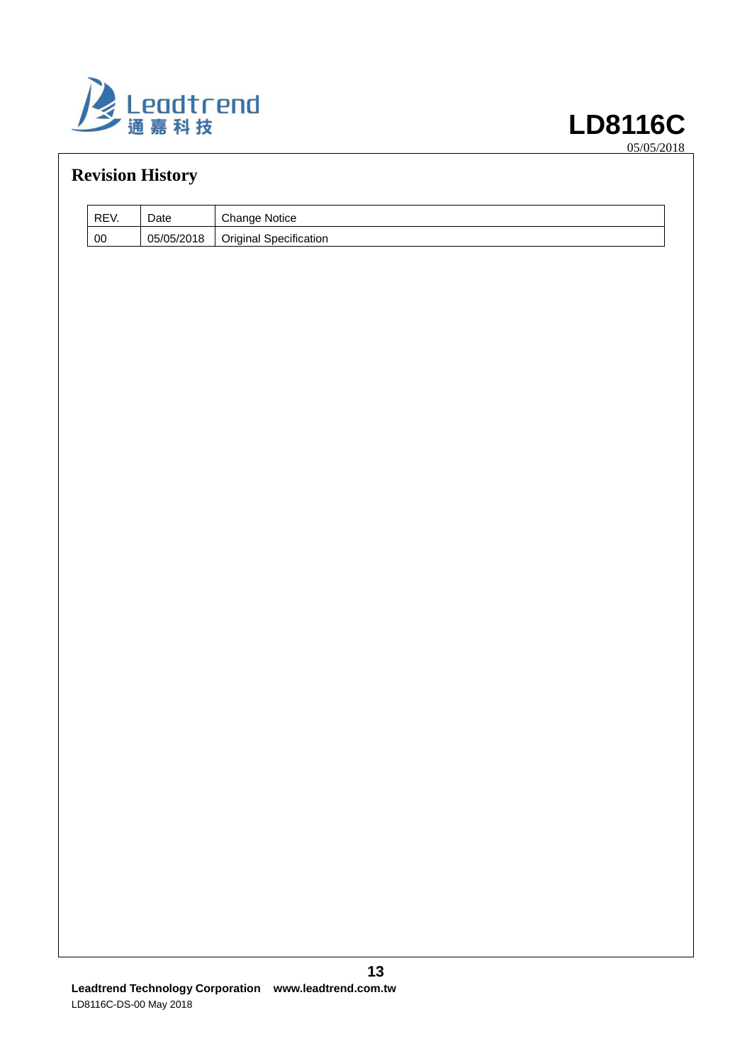## Revision History

| REV. | Date | Change Notice |
|---|---|---|
| 00 | 05/05/2018 | Original Specification |